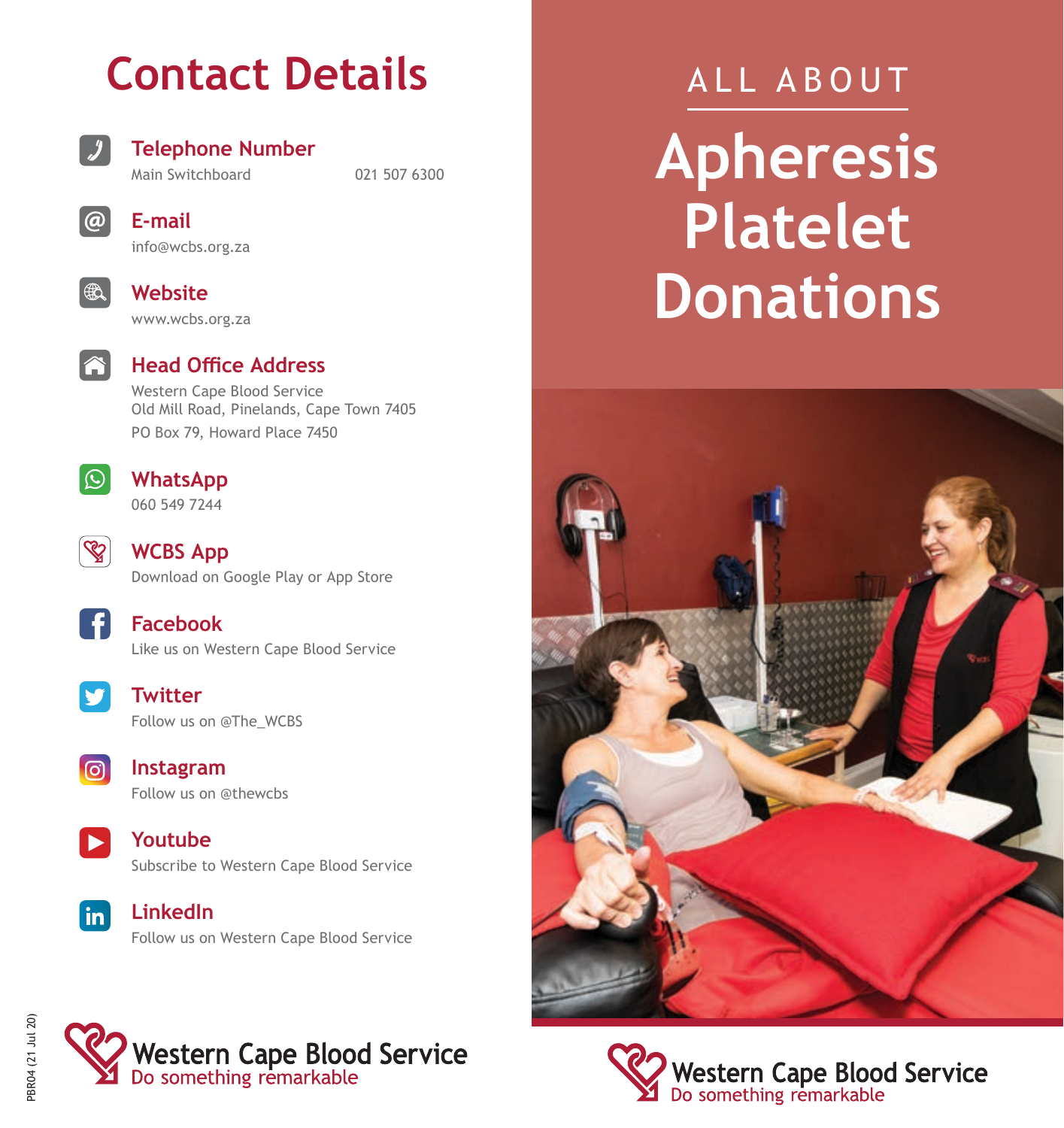# Contact Details

## Telephone Number

Main Switchboard 021 507 6300

## E-mail

info@wcbs.org.za

## Website

www.wcbs.org.za

## Head Office Address

Western Cape Blood Service
Old Mill Road, Pinelands, Cape Town 7405
PO Box 79, Howard Place 7450

## WhatsApp

060 549 7244

## WCBS App

Download on Google Play or App Store

## Facebook

Like us on Western Cape Blood Service

## Twitter

Follow us on @The_WCBS

## Instagram

Follow us on @thewcbs

## Youtube

Subscribe to Western Cape Blood Service

## LinkedIn

Follow us on Western Cape Blood Service

PBR04 (21 Jul 20)

Western Cape Blood Service
Do something remarkable

ALL ABOUT

# Apheresis Platelet Donations

Western Cape Blood Service
Do something remarkable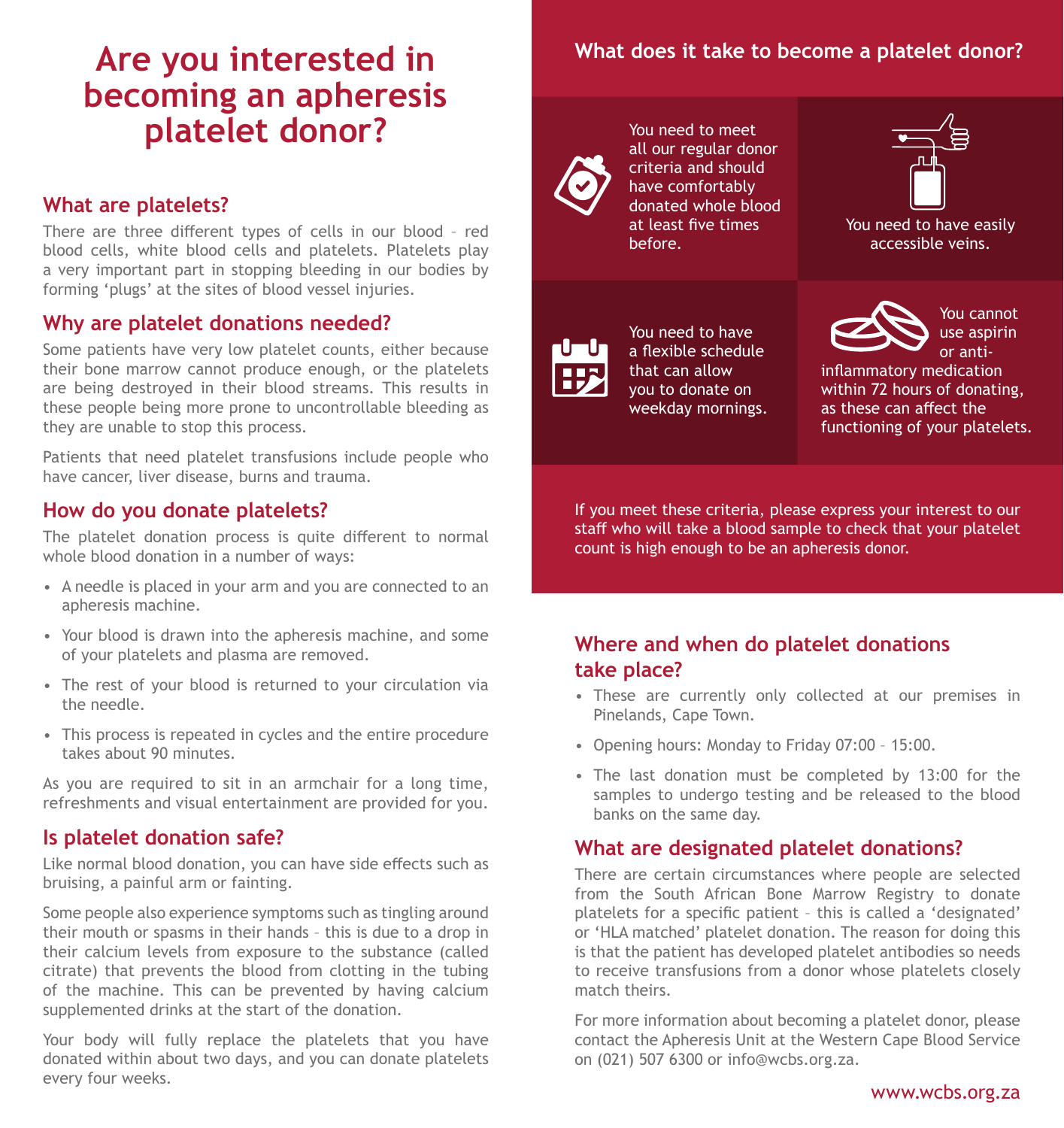# Are you interested in becoming an apheresis platelet donor?

## What are platelets?

There are three different types of cells in our blood – red blood cells, white blood cells and platelets. Platelets play a very important part in stopping bleeding in our bodies by forming 'plugs' at the sites of blood vessel injuries.

## Why are platelet donations needed?

Some patients have very low platelet counts, either because their bone marrow cannot produce enough, or the platelets are being destroyed in their blood streams. This results in these people being more prone to uncontrollable bleeding as they are unable to stop this process.

Patients that need platelet transfusions include people who have cancer, liver disease, burns and trauma.

## How do you donate platelets?

The platelet donation process is quite different to normal whole blood donation in a number of ways:

- A needle is placed in your arm and you are connected to an apheresis machine.
- Your blood is drawn into the apheresis machine, and some of your platelets and plasma are removed.
- The rest of your blood is returned to your circulation via the needle.
- This process is repeated in cycles and the entire procedure takes about 90 minutes.

As you are required to sit in an armchair for a long time, refreshments and visual entertainment are provided for you.

## Is platelet donation safe?

Like normal blood donation, you can have side effects such as bruising, a painful arm or fainting.

Some people also experience symptoms such as tingling around their mouth or spasms in their hands – this is due to a drop in their calcium levels from exposure to the substance (called citrate) that prevents the blood from clotting in the tubing of the machine. This can be prevented by having calcium supplemented drinks at the start of the donation.

Your body will fully replace the platelets that you have donated within about two days, and you can donate platelets every four weeks.

## What does it take to become a platelet donor?

- You need to meet all our regular donor criteria and should have comfortably donated whole blood at least five times before.
- You need to have easily accessible veins.
- You need to have a flexible schedule that can allow you to donate on weekday mornings.
- You cannot use aspirin or anti-inflammatory medication within 72 hours of donating, as these can affect the functioning of your platelets.

If you meet these criteria, please express your interest to our staff who will take a blood sample to check that your platelet count is high enough to be an apheresis donor.

## Where and when do platelet donations take place?

- These are currently only collected at our premises in Pinelands, Cape Town.
- Opening hours: Monday to Friday 07:00 – 15:00.
- The last donation must be completed by 13:00 for the samples to undergo testing and be released to the blood banks on the same day.

## What are designated platelet donations?

There are certain circumstances where people are selected from the South African Bone Marrow Registry to donate platelets for a specific patient – this is called a 'designated' or 'HLA matched' platelet donation. The reason for doing this is that the patient has developed platelet antibodies so needs to receive transfusions from a donor whose platelets closely match theirs.

For more information about becoming a platelet donor, please contact the Apheresis Unit at the Western Cape Blood Service on (021) 507 6300 or info@wcbs.org.za.

www.wcbs.org.za